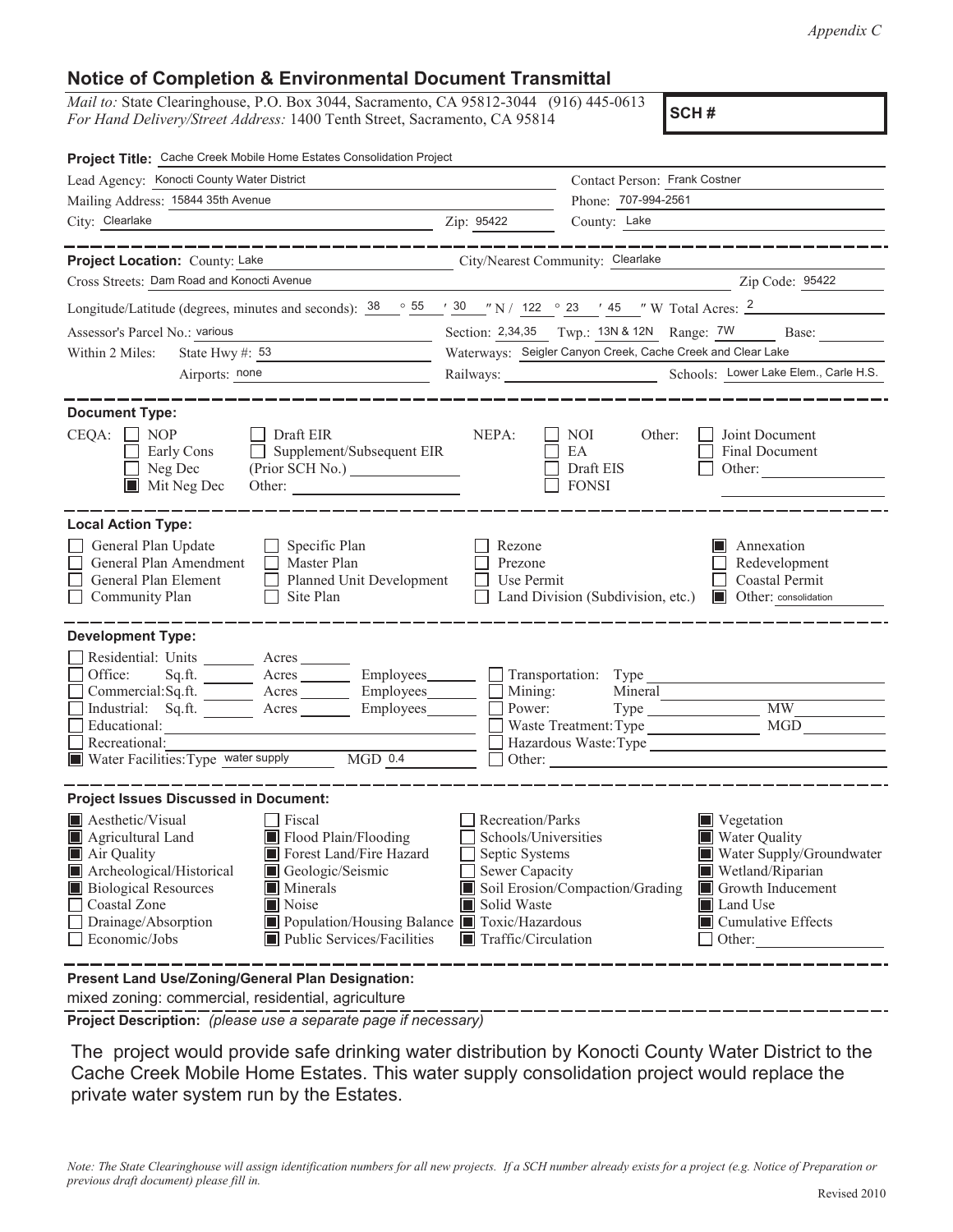*Appendix C*

## Notice of Completion & Environmental Document Transmittal

*Mail to:* State Clearinghouse, P.O. Box 3044, Sacramento, CA 95812-3044 (916) 445-0613
*For Hand Delivery/Street Address:* 1400 Tenth Street, Sacramento, CA 95814

**SCH #**

**Project Title:** Cache Creek Mobile Home Estates Consolidation Project

Lead Agency: Konocti County Water District
Contact Person: Frank Costner
Mailing Address: 15844 35th Avenue
Phone: 707-994-2561
City: Clearlake
Zip: 95422
County: Lake

**Project Location:** County: Lake
City/Nearest Community: Clearlake
Cross Streets: Dam Road and Konocti Avenue
Zip Code: 95422

Longitude/Latitude (degrees, minutes and seconds): 38 ° 55 ′ 30 ″ N / 122 ° 23 ′ 45 ″ W Total Acres: 2

Assessor's Parcel No.: various
Section: 2,34,35 Twp.: 13N & 12N Range: 7W Base:

Within 2 Miles: State Hwy #: 53
Waterways: Seigler Canyon Creek, Cache Creek and Clear Lake
Airports: none
Railways:
Schools: Lower Lake Elem., Carle H.S.

**Document Type:**

CEQA: ☐ NOP ☐ Early Cons ☐ Neg Dec ☒ Mit Neg Dec ☐ Draft EIR ☐ Supplement/Subsequent EIR (Prior SCH No.) Other:

NEPA: ☐ NOI ☐ EA ☐ Draft EIS ☐ FONSI

Other: ☐ Joint Document ☐ Final Document ☐ Other:

**Local Action Type:**

☐ General Plan Update ☐ General Plan Amendment ☐ General Plan Element ☐ Community Plan ☐ Specific Plan ☐ Master Plan ☐ Planned Unit Development ☐ Site Plan ☐ Rezone ☐ Prezone ☐ Use Permit ☐ Land Division (Subdivision, etc.) ☒ Annexation ☐ Redevelopment ☐ Coastal Permit ☒ Other: consolidation

**Development Type:**

☐ Residential: Units Acres
☐ Office: Sq.ft. Acres Employees
☐ Commercial: Sq.ft. Acres Employees
☐ Industrial: Sq.ft. Acres Employees
☐ Educational:
☐ Recreational:
☒ Water Facilities: Type water supply MGD 0.4
☐ Transportation: Type
☐ Mining: Mineral
☐ Power: Type MW
☐ Waste Treatment: Type MGD
☐ Hazardous Waste: Type
☐ Other:

**Project Issues Discussed in Document:**

☒ Aesthetic/Visual
☒ Agricultural Land
☒ Air Quality
☒ Archeological/Historical
☒ Biological Resources
☐ Coastal Zone
☐ Drainage/Absorption
☐ Economic/Jobs
☐ Fiscal
☒ Flood Plain/Flooding
☒ Forest Land/Fire Hazard
☒ Geologic/Seismic
☒ Minerals
☒ Noise
☒ Population/Housing Balance
☒ Public Services/Facilities
☐ Recreation/Parks
☐ Schools/Universities
☐ Septic Systems
☐ Sewer Capacity
☒ Soil Erosion/Compaction/Grading
☒ Solid Waste
☒ Toxic/Hazardous
☒ Traffic/Circulation
☒ Vegetation
☒ Water Quality
☒ Water Supply/Groundwater
☒ Wetland/Riparian
☒ Growth Inducement
☒ Land Use
☒ Cumulative Effects
☐ Other:

**Present Land Use/Zoning/General Plan Designation:**

mixed zoning: commercial, residential, agriculture

**Project Description:** *(please use a separate page if necessary)*

The project would provide safe drinking water distribution by Konocti County Water District to the Cache Creek Mobile Home Estates. This water supply consolidation project would replace the private water system run by the Estates.

*Note: The State Clearinghouse will assign identification numbers for all new projects. If a SCH number already exists for a project (e.g. Notice of Preparation or previous draft document) please fill in.*

Revised 2010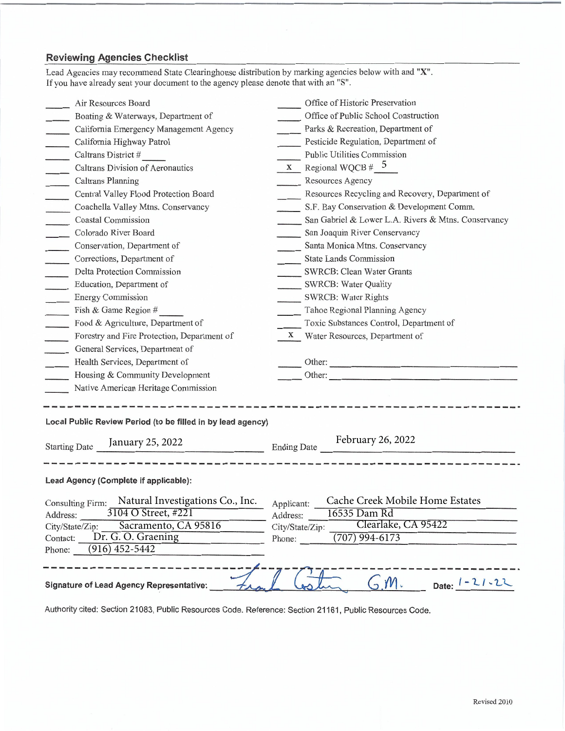## Reviewing Agencies Checklist

Lead Agencies may recommend State Clearinghouse distribution by marking agencies below with and "X".
If you have already sent your document to the agency please denote that with an "S".

| | | | |
|---|---|---|---|
| ____ | Air Resources Board | ____ | Office of Historic Preservation |
| ____ | Boating & Waterways, Department of | ____ | Office of Public School Construction |
| ____ | California Emergency Management Agency | ____ | Parks & Recreation, Department of |
| ____ | California Highway Patrol | ____ | Pesticide Regulation, Department of |
| ____ | Caltrans District # ____ | ____ | Public Utilities Commission |
| ____ | Caltrans Division of Aeronautics | x | Regional WQCB # 5 |
| ____ | Caltrans Planning | ____ | Resources Agency |
| ____ | Central Valley Flood Protection Board | ____ | Resources Recycling and Recovery, Department of |
| ____ | Coachella Valley Mtns. Conservancy | ____ | S.F. Bay Conservation & Development Comm. |
| ____ | Coastal Commission | ____ | San Gabriel & Lower L.A. Rivers & Mtns. Conservancy |
| ____ | Colorado River Board | ____ | San Joaquin River Conservancy |
| ____ | Conservation, Department of | ____ | Santa Monica Mtns. Conservancy |
| ____ | Corrections, Department of | ____ | State Lands Commission |
| ____ | Delta Protection Commission | ____ | SWRCB: Clean Water Grants |
| ____ | Education, Department of | ____ | SWRCB: Water Quality |
| ____ | Energy Commission | ____ | SWRCB: Water Rights |
| ____ | Fish & Game Region # ____ | ____ | Tahoe Regional Planning Agency |
| ____ | Food & Agriculture, Department of | ____ | Toxic Substances Control, Department of |
| ____ | Forestry and Fire Protection, Department of | X | Water Resources, Department of |
| ____ | General Services, Department of | | |
| ____ | Health Services, Department of | ____ | Other: ____________ |
| ____ | Housing & Community Development | ____ | Other: ____________ |
| ____ | Native American Heritage Commission | | |

---

**Local Public Review Period (to be filled in by lead agency)**

Starting Date: January 25, 2022

Ending Date: February 26, 2022

---

**Lead Agency (Complete if applicable):**

| | |
|---|---|
| Consulting Firm: Natural Investigations Co., Inc. | Applicant: Cache Creek Mobile Home Estates |
| Address: 3104 O Street, #221 | Address: 16535 Dam Rd |
| City/State/Zip: Sacramento, CA 95816 | City/State/Zip: Clearlake, CA 95422 |
| Contact: Dr. G. O. Graening | Phone: (707) 994-6173 |
| Phone: (916) 452-5442 | |

---

**Signature of Lead Agency Representative:** Frank Costa G.M. **Date:** 1-21-22

Authority cited: Section 21083, Public Resources Code. Reference: Section 21161, Public Resources Code.

Revised 2010